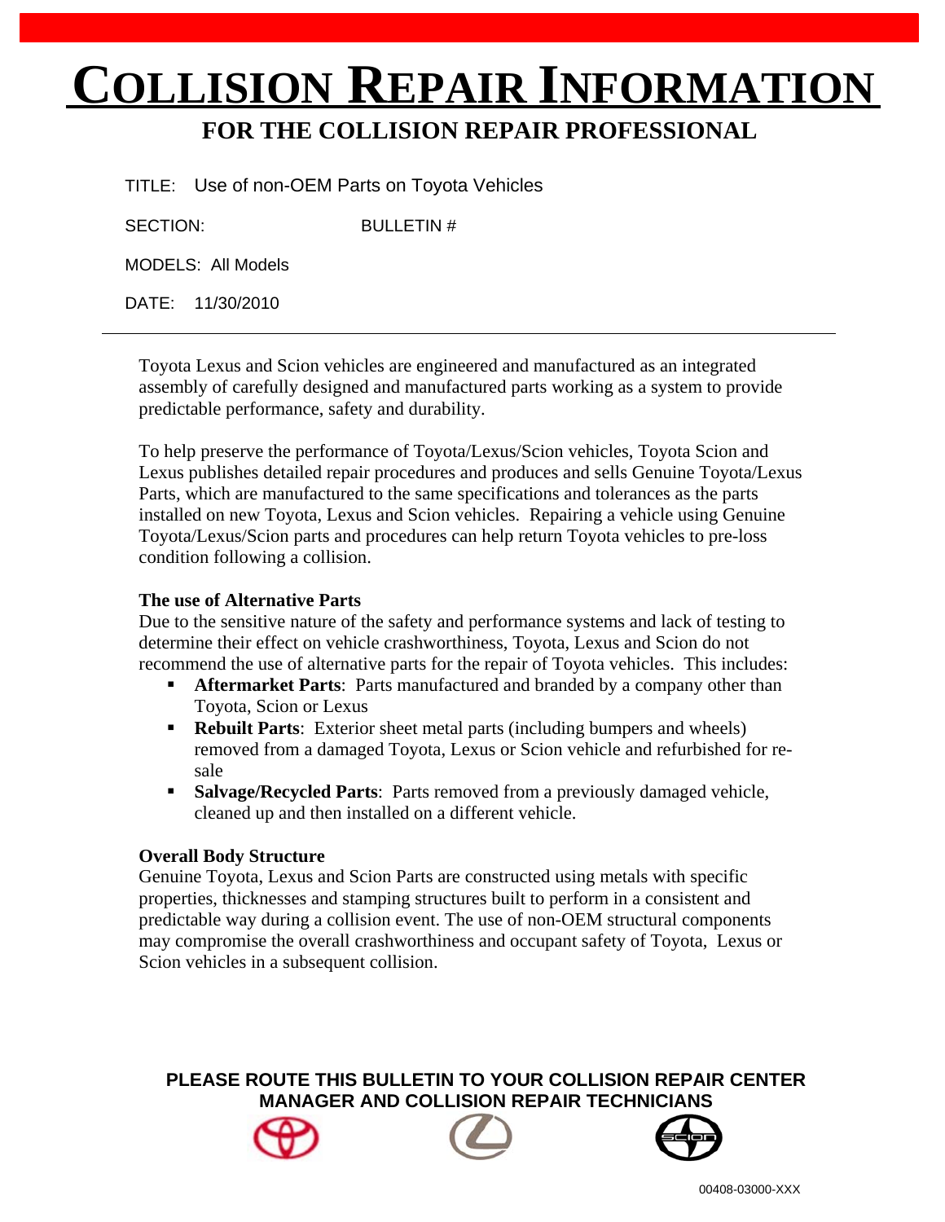# COLLISION REPAIR INFORMATION

## FOR THE COLLISION REPAIR PROFESSIONAL

TITLE: Use of non-OEM Parts on Toyota Vehicles

SECTION: BULLETIN #

MODELS: All Models

DATE: 11/30/2010

---

Toyota Lexus and Scion vehicles are engineered and manufactured as an integrated assembly of carefully designed and manufactured parts working as a system to provide predictable performance, safety and durability.

To help preserve the performance of Toyota/Lexus/Scion vehicles, Toyota Scion and Lexus publishes detailed repair procedures and produces and sells Genuine Toyota/Lexus Parts, which are manufactured to the same specifications and tolerances as the parts installed on new Toyota, Lexus and Scion vehicles. Repairing a vehicle using Genuine Toyota/Lexus/Scion parts and procedures can help return Toyota vehicles to pre-loss condition following a collision.

**The use of Alternative Parts**

Due to the sensitive nature of the safety and performance systems and lack of testing to determine their effect on vehicle crashworthiness, Toyota, Lexus and Scion do not recommend the use of alternative parts for the repair of Toyota vehicles. This includes:

- **Aftermarket Parts**: Parts manufactured and branded by a company other than Toyota, Scion or Lexus
- **Rebuilt Parts**: Exterior sheet metal parts (including bumpers and wheels) removed from a damaged Toyota, Lexus or Scion vehicle and refurbished for re-sale
- **Salvage/Recycled Parts**: Parts removed from a previously damaged vehicle, cleaned up and then installed on a different vehicle.

**Overall Body Structure**

Genuine Toyota, Lexus and Scion Parts are constructed using metals with specific properties, thicknesses and stamping structures built to perform in a consistent and predictable way during a collision event. The use of non-OEM structural components may compromise the overall crashworthiness and occupant safety of Toyota, Lexus or Scion vehicles in a subsequent collision.

**PLEASE ROUTE THIS BULLETIN TO YOUR COLLISION REPAIR CENTER MANAGER AND COLLISION REPAIR TECHNICIANS**

00408-03000-XXX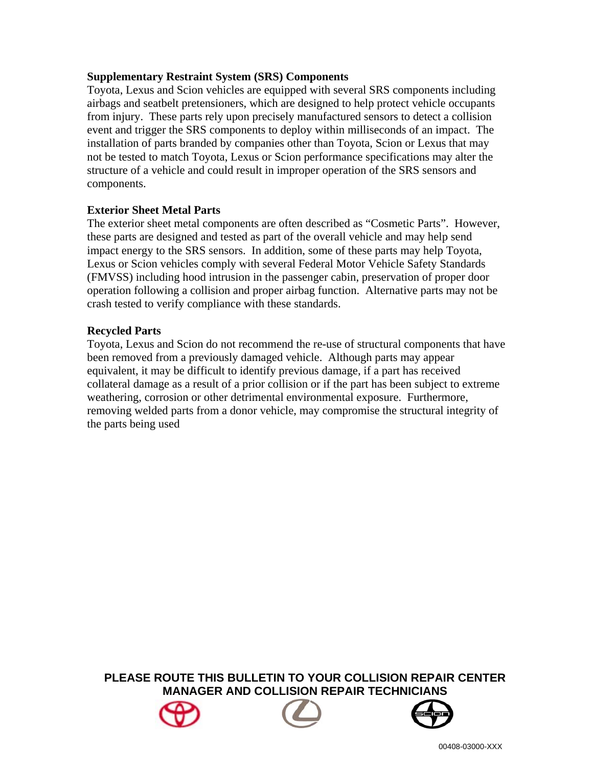**Supplementary Restraint System (SRS) Components**

Toyota, Lexus and Scion vehicles are equipped with several SRS components including airbags and seatbelt pretensioners, which are designed to help protect vehicle occupants from injury. These parts rely upon precisely manufactured sensors to detect a collision event and trigger the SRS components to deploy within milliseconds of an impact. The installation of parts branded by companies other than Toyota, Scion or Lexus that may not be tested to match Toyota, Lexus or Scion performance specifications may alter the structure of a vehicle and could result in improper operation of the SRS sensors and components.

**Exterior Sheet Metal Parts**

The exterior sheet metal components are often described as "Cosmetic Parts". However, these parts are designed and tested as part of the overall vehicle and may help send impact energy to the SRS sensors. In addition, some of these parts may help Toyota, Lexus or Scion vehicles comply with several Federal Motor Vehicle Safety Standards (FMVSS) including hood intrusion in the passenger cabin, preservation of proper door operation following a collision and proper airbag function. Alternative parts may not be crash tested to verify compliance with these standards.

**Recycled Parts**

Toyota, Lexus and Scion do not recommend the re-use of structural components that have been removed from a previously damaged vehicle. Although parts may appear equivalent, it may be difficult to identify previous damage, if a part has received collateral damage as a result of a prior collision or if the part has been subject to extreme weathering, corrosion or other detrimental environmental exposure. Furthermore, removing welded parts from a donor vehicle, may compromise the structural integrity of the parts being used

**PLEASE ROUTE THIS BULLETIN TO YOUR COLLISION REPAIR CENTER MANAGER AND COLLISION REPAIR TECHNICIANS**

00408-03000-XXX